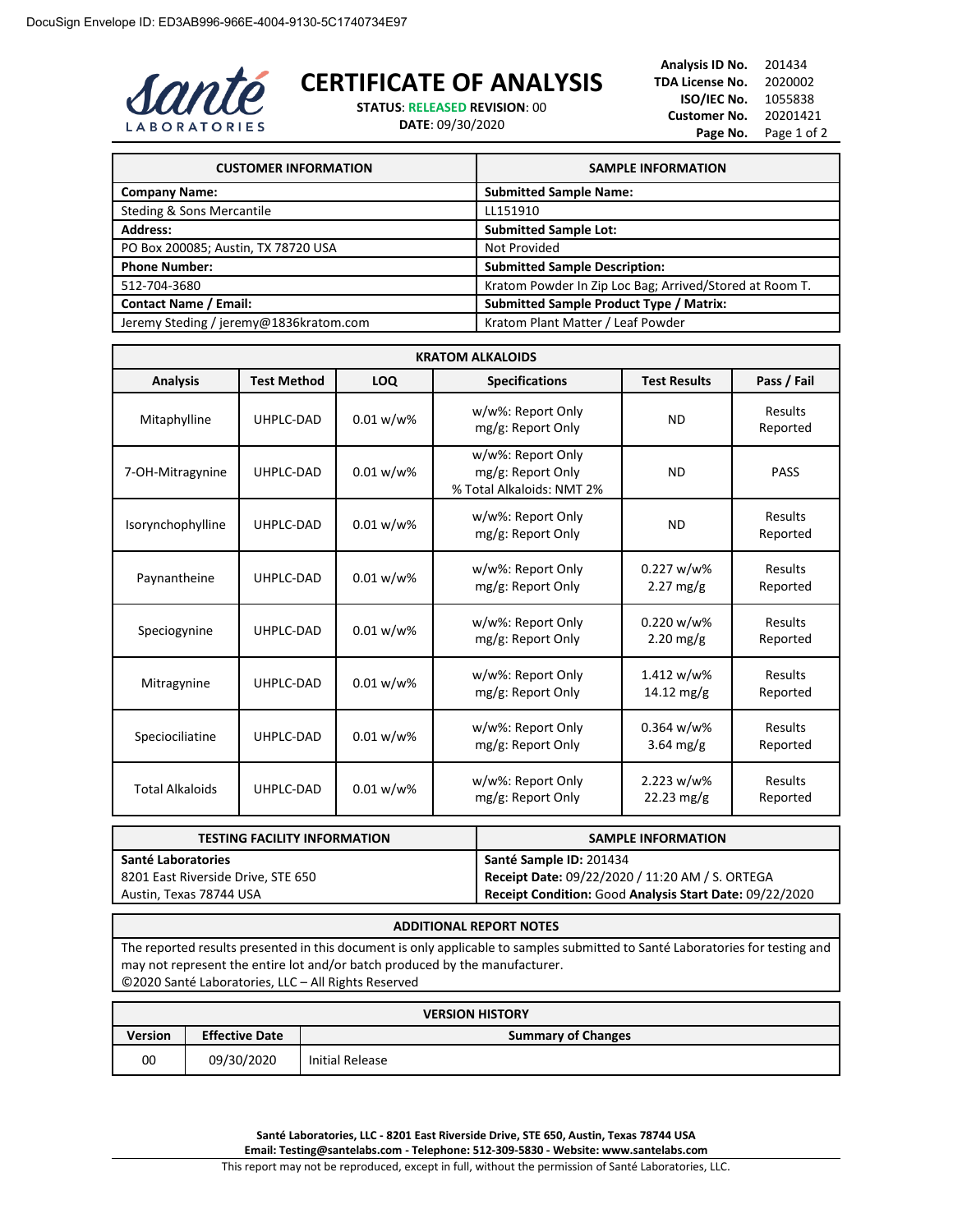DocuSign Envelope ID: ED3AB996-966E-4004-9130-5C1740734E97

Santé LABORATORIES

# CERTIFICATE OF ANALYSIS

**STATUS**: RELEASED **REVISION**: 00
**DATE**: 09/30/2020

**Analysis ID No.** 201434
**TDA License No.** 2020002
**ISO/IEC No.** 1055838
**Customer No.** 20201421

| CUSTOMER INFORMATION | SAMPLE INFORMATION |
|---|---|
| **Company Name:** | **Submitted Sample Name:** |
| Steding & Sons Mercantile | LL151910 |
| **Address:** | **Submitted Sample Lot:** |
| PO Box 200085; Austin, TX 78720 USA | Not Provided |
| **Phone Number:** | **Submitted Sample Description:** |
| 512-704-3680 | Kratom Powder In Zip Loc Bag; Arrived/Stored at Room T. |
| **Contact Name / Email:** | **Submitted Sample Product Type / Matrix:** |
| Jeremy Steding / jeremy@1836kratom.com | Kratom Plant Matter / Leaf Powder |

| KRATOM ALKALOIDS | | | | | |
|---|---|---|---|---|---|
| **Analysis** | **Test Method** | **LOQ** | **Specifications** | **Test Results** | **Pass / Fail** |
| Mitaphylline | UHPLC-DAD | 0.01 w/w% | w/w%: Report Only<br>mg/g: Report Only | ND | Results Reported |
| 7-OH-Mitragynine | UHPLC-DAD | 0.01 w/w% | w/w%: Report Only<br>mg/g: Report Only<br>% Total Alkaloids: NMT 2% | ND | PASS |
| Isorynchophylline | UHPLC-DAD | 0.01 w/w% | w/w%: Report Only<br>mg/g: Report Only | ND | Results Reported |
| Paynantheine | UHPLC-DAD | 0.01 w/w% | w/w%: Report Only<br>mg/g: Report Only | 0.227 w/w%<br>2.27 mg/g | Results Reported |
| Speciogynine | UHPLC-DAD | 0.01 w/w% | w/w%: Report Only<br>mg/g: Report Only | 0.220 w/w%<br>2.20 mg/g | Results Reported |
| Mitragynine | UHPLC-DAD | 0.01 w/w% | w/w%: Report Only<br>mg/g: Report Only | 1.412 w/w%<br>14.12 mg/g | Results Reported |
| Speciociliatine | UHPLC-DAD | 0.01 w/w% | w/w%: Report Only<br>mg/g: Report Only | 0.364 w/w%<br>3.64 mg/g | Results Reported |
| Total Alkaloids | UHPLC-DAD | 0.01 w/w% | w/w%: Report Only<br>mg/g: Report Only | 2.223 w/w%<br>22.23 mg/g | Results Reported |

| TESTING FACILITY INFORMATION | SAMPLE INFORMATION |
|---|---|
| **Santé Laboratories**<br>8201 East Riverside Drive, STE 650<br>Austin, Texas 78744 USA | **Santé Sample ID:** 201434<br>**Receipt Date:** 09/22/2020 / 11:20 AM / S. ORTEGA<br>**Receipt Condition:** Good **Analysis Start Date:** 09/22/2020 |

**ADDITIONAL REPORT NOTES**

The reported results presented in this document is only applicable to samples submitted to Santé Laboratories for testing and may not represent the entire lot and/or batch produced by the manufacturer.
©2020 Santé Laboratories, LLC – All Rights Reserved

| VERSION HISTORY | | |
|---|---|---|
| **Version** | **Effective Date** | **Summary of Changes** |
| 00 | 09/30/2020 | Initial Release |

**Santé Laboratories, LLC - 8201 East Riverside Drive, STE 650, Austin, Texas 78744 USA**
**Email: Testing@santelabs.com - Telephone: 512-309-5830 - Website: www.santelabs.com**
This report may not be reproduced, except in full, without the permission of Santé Laboratories, LLC.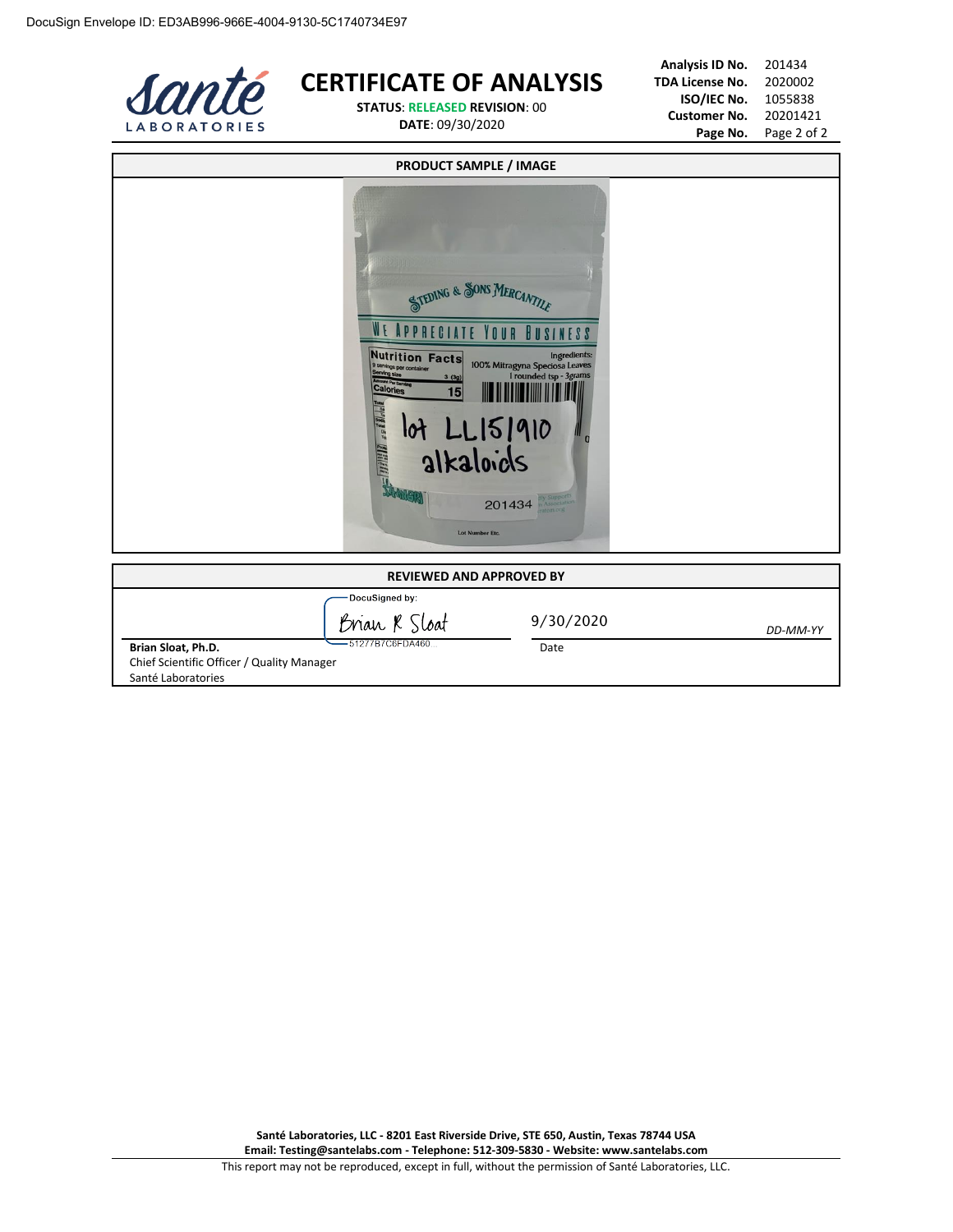DocuSign Envelope ID: ED3AB996-966E-4004-9130-5C1740734E97

# CERTIFICATE OF ANALYSIS

**STATUS**: **RELEASED** **REVISION**: 00

**DATE**: 09/30/2020

| | |
|---|---|
| **Analysis ID No.** | 201434 |
| **TDA License No.** | 2020002 |
| **ISO/IEC No.** | 1055838 |
| **Customer No.** | 20201421 |
| **Page No.** | Page 2 of 2 |

## PRODUCT SAMPLE / IMAGE

## REVIEWED AND APPROVED BY

DocuSigned by:

Brian R Sloat

51277B7C6FDA460...

9/30/2020

Date

*DD-MM-YY*

**Brian Sloat, Ph.D.**
Chief Scientific Officer / Quality Manager
Santé Laboratories

**Santé Laboratories, LLC - 8201 East Riverside Drive, STE 650, Austin, Texas 78744 USA**
**Email: Testing@santelabs.com - Telephone: 512-309-5830 - Website: www.santelabs.com**

This report may not be reproduced, except in full, without the permission of Santé Laboratories, LLC.